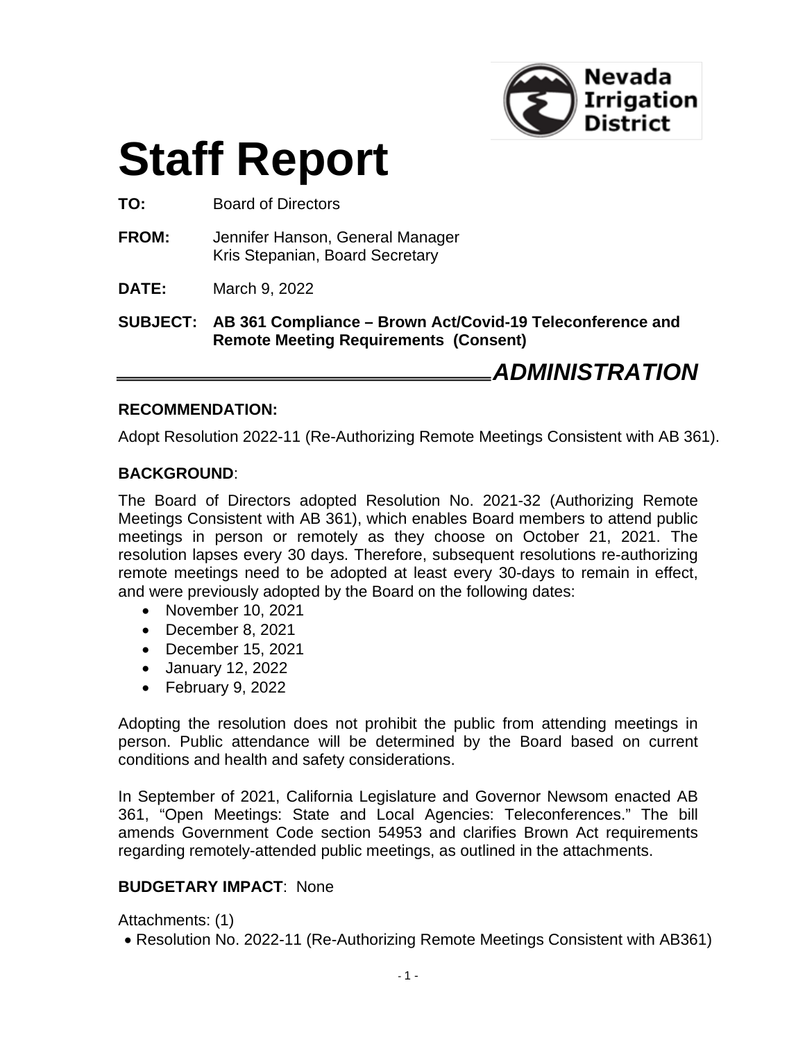Nevada Irrigation District

# Staff Report

**TO:** Board of Directors

**FROM:** Jennifer Hanson, General Manager
Kris Stepanian, Board Secretary

**DATE:** March 9, 2022

**SUBJECT: AB 361 Compliance – Brown Act/Covid-19 Teleconference and Remote Meeting Requirements (Consent)**

## *ADMINISTRATION*

### RECOMMENDATION:

Adopt Resolution 2022-11 (Re-Authorizing Remote Meetings Consistent with AB 361).

### BACKGROUND:

The Board of Directors adopted Resolution No. 2021-32 (Authorizing Remote Meetings Consistent with AB 361), which enables Board members to attend public meetings in person or remotely as they choose on October 21, 2021. The resolution lapses every 30 days. Therefore, subsequent resolutions re-authorizing remote meetings need to be adopted at least every 30-days to remain in effect, and were previously adopted by the Board on the following dates:

- November 10, 2021
- December 8, 2021
- December 15, 2021
- January 12, 2022
- February 9, 2022

Adopting the resolution does not prohibit the public from attending meetings in person. Public attendance will be determined by the Board based on current conditions and health and safety considerations.

In September of 2021, California Legislature and Governor Newsom enacted AB 361, "Open Meetings: State and Local Agencies: Teleconferences." The bill amends Government Code section 54953 and clarifies Brown Act requirements regarding remotely-attended public meetings, as outlined in the attachments.

**BUDGETARY IMPACT**: None

Attachments: (1)

- Resolution No. 2022-11 (Re-Authorizing Remote Meetings Consistent with AB361)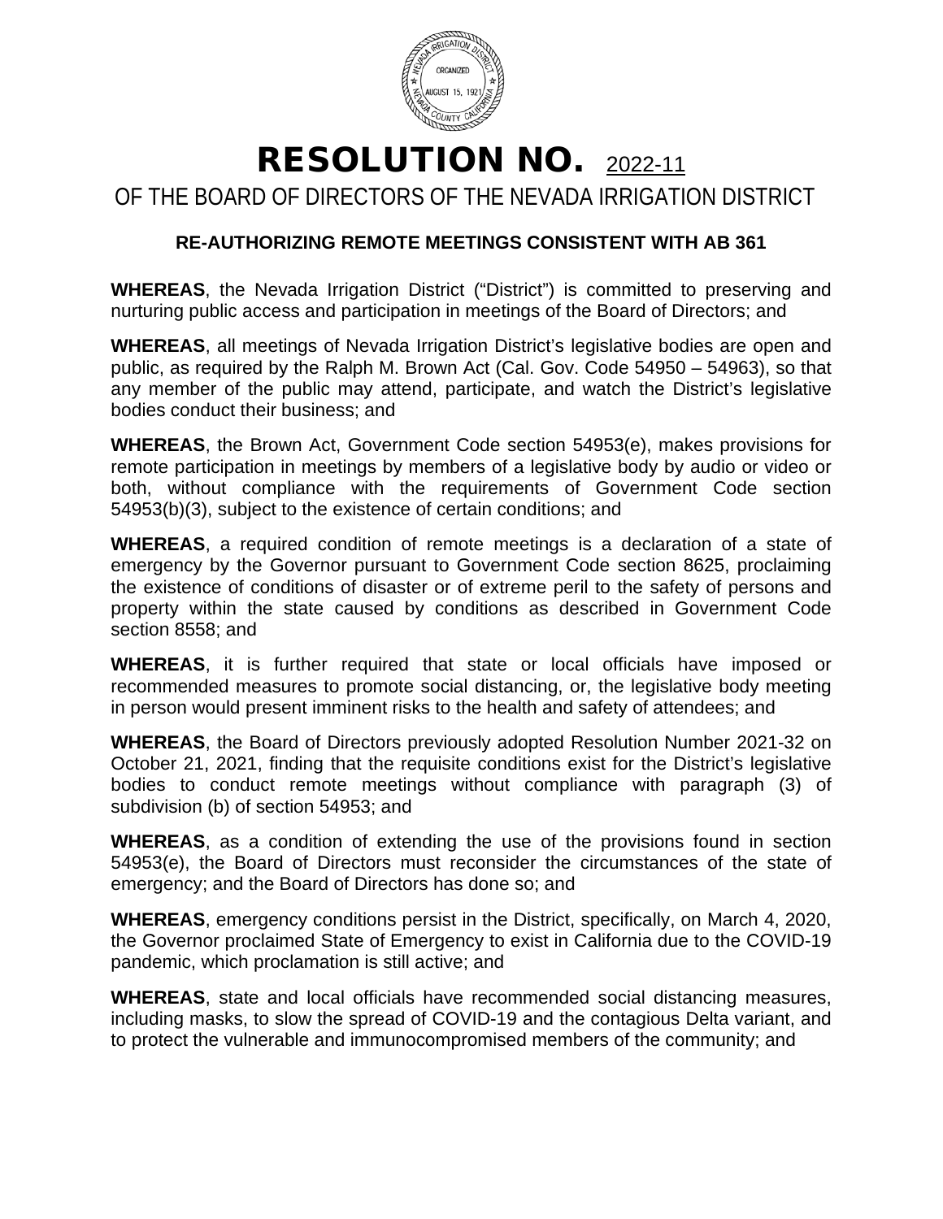# RESOLUTION NO. 2022-11

## OF THE BOARD OF DIRECTORS OF THE NEVADA IRRIGATION DISTRICT

### RE-AUTHORIZING REMOTE MEETINGS CONSISTENT WITH AB 361

**WHEREAS**, the Nevada Irrigation District ("District") is committed to preserving and nurturing public access and participation in meetings of the Board of Directors; and

**WHEREAS**, all meetings of Nevada Irrigation District's legislative bodies are open and public, as required by the Ralph M. Brown Act (Cal. Gov. Code 54950 – 54963), so that any member of the public may attend, participate, and watch the District's legislative bodies conduct their business; and

**WHEREAS**, the Brown Act, Government Code section 54953(e), makes provisions for remote participation in meetings by members of a legislative body by audio or video or both, without compliance with the requirements of Government Code section 54953(b)(3), subject to the existence of certain conditions; and

**WHEREAS**, a required condition of remote meetings is a declaration of a state of emergency by the Governor pursuant to Government Code section 8625, proclaiming the existence of conditions of disaster or of extreme peril to the safety of persons and property within the state caused by conditions as described in Government Code section 8558; and

**WHEREAS**, it is further required that state or local officials have imposed or recommended measures to promote social distancing, or, the legislative body meeting in person would present imminent risks to the health and safety of attendees; and

**WHEREAS**, the Board of Directors previously adopted Resolution Number 2021-32 on October 21, 2021, finding that the requisite conditions exist for the District's legislative bodies to conduct remote meetings without compliance with paragraph (3) of subdivision (b) of section 54953; and

**WHEREAS**, as a condition of extending the use of the provisions found in section 54953(e), the Board of Directors must reconsider the circumstances of the state of emergency; and the Board of Directors has done so; and

**WHEREAS**, emergency conditions persist in the District, specifically, on March 4, 2020, the Governor proclaimed State of Emergency to exist in California due to the COVID-19 pandemic, which proclamation is still active; and

**WHEREAS**, state and local officials have recommended social distancing measures, including masks, to slow the spread of COVID-19 and the contagious Delta variant, and to protect the vulnerable and immunocompromised members of the community; and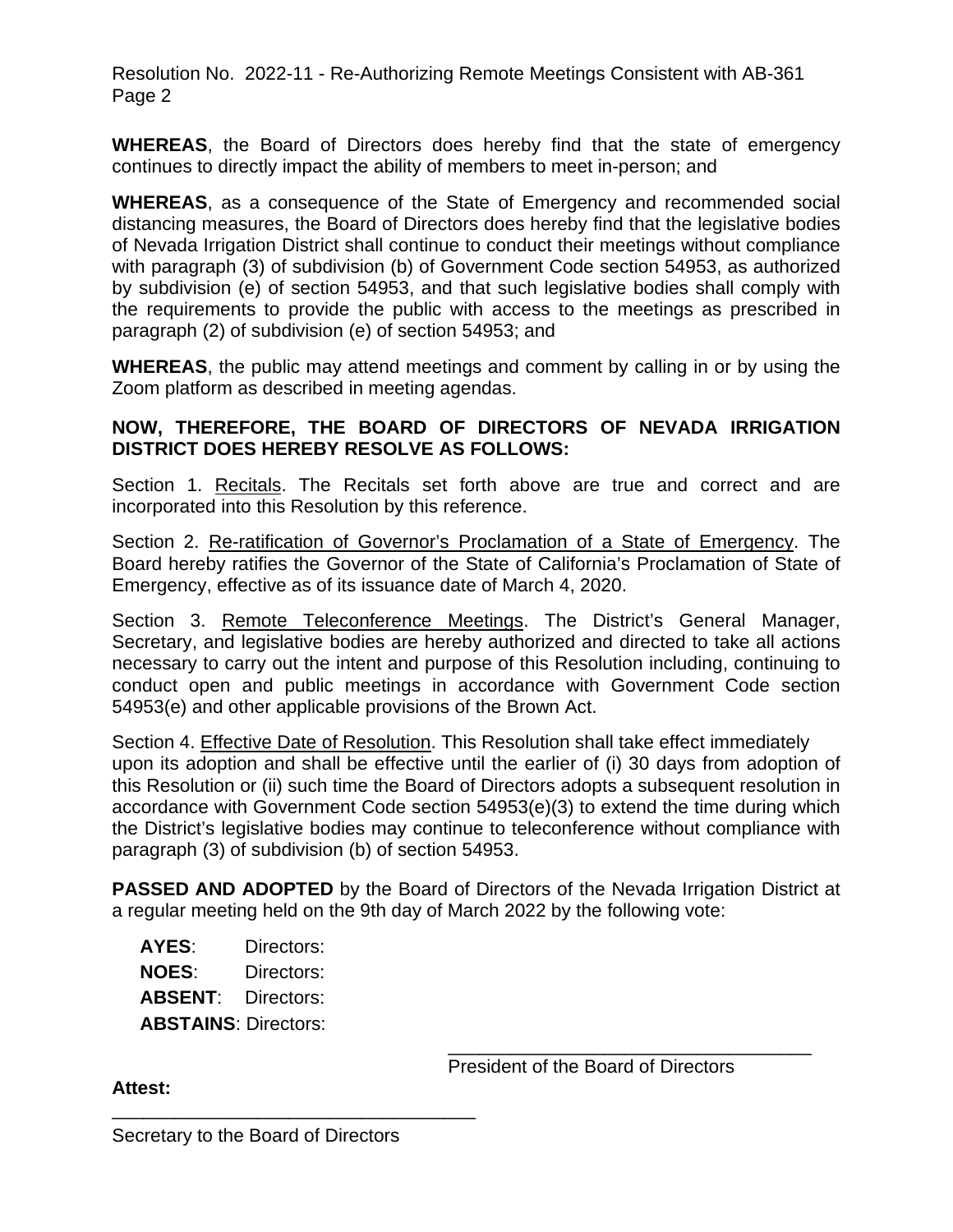**WHEREAS**, the Board of Directors does hereby find that the state of emergency continues to directly impact the ability of members to meet in-person; and

**WHEREAS**, as a consequence of the State of Emergency and recommended social distancing measures, the Board of Directors does hereby find that the legislative bodies of Nevada Irrigation District shall continue to conduct their meetings without compliance with paragraph (3) of subdivision (b) of Government Code section 54953, as authorized by subdivision (e) of section 54953, and that such legislative bodies shall comply with the requirements to provide the public with access to the meetings as prescribed in paragraph (2) of subdivision (e) of section 54953; and

**WHEREAS**, the public may attend meetings and comment by calling in or by using the Zoom platform as described in meeting agendas.

**NOW, THEREFORE, THE BOARD OF DIRECTORS OF NEVADA IRRIGATION DISTRICT DOES HEREBY RESOLVE AS FOLLOWS:**

Section 1. Recitals. The Recitals set forth above are true and correct and are incorporated into this Resolution by this reference.

Section 2. Re-ratification of Governor's Proclamation of a State of Emergency. The Board hereby ratifies the Governor of the State of California's Proclamation of State of Emergency, effective as of its issuance date of March 4, 2020.

Section 3. Remote Teleconference Meetings. The District's General Manager, Secretary, and legislative bodies are hereby authorized and directed to take all actions necessary to carry out the intent and purpose of this Resolution including, continuing to conduct open and public meetings in accordance with Government Code section 54953(e) and other applicable provisions of the Brown Act.

Section 4. Effective Date of Resolution. This Resolution shall take effect immediately upon its adoption and shall be effective until the earlier of (i) 30 days from adoption of this Resolution or (ii) such time the Board of Directors adopts a subsequent resolution in accordance with Government Code section 54953(e)(3) to extend the time during which the District's legislative bodies may continue to teleconference without compliance with paragraph (3) of subdivision (b) of section 54953.

**PASSED AND ADOPTED** by the Board of Directors of the Nevada Irrigation District at a regular meeting held on the 9th day of March 2022 by the following vote:

**AYES**: Directors:

**NOES**: Directors:

**ABSENT**: Directors:

**ABSTAINS**: Directors:

\_\_\_\_\_\_\_\_\_\_\_\_\_\_\_\_\_\_\_\_\_\_\_\_\_\_\_\_\_\_\_\_\_\_\_

President of the Board of Directors

**Attest:**

\_\_\_\_\_\_\_\_\_\_\_\_\_\_\_\_\_\_\_\_\_\_\_\_\_\_\_\_\_\_\_\_\_\_\_

Secretary to the Board of Directors